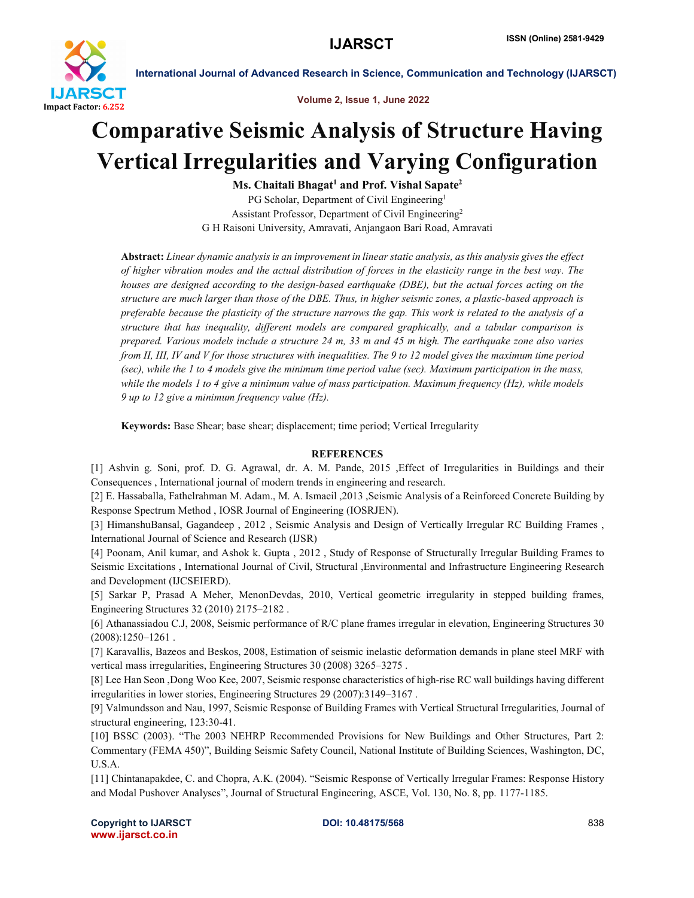# Comparative Seismic Analysis of Structure Having Vertical Irregularities and Varying Configuration

**Ms. Chaitali Bhagat[1] and Prof. Vishal Sapate[2]**

PG Scholar, Department of Civil Engineering[1]

Assistant Professor, Department of Civil Engineering[2]

G H Raisoni University, Amravati, Anjangaon Bari Road, Amravati

**Abstract:** *Linear dynamic analysis is an improvement in linear static analysis, as this analysis gives the effect of higher vibration modes and the actual distribution of forces in the elasticity range in the best way. The houses are designed according to the design-based earthquake (DBE), but the actual forces acting on the structure are much larger than those of the DBE. Thus, in higher seismic zones, a plastic-based approach is preferable because the plasticity of the structure narrows the gap. This work is related to the analysis of a structure that has inequality, different models are compared graphically, and a tabular comparison is prepared. Various models include a structure 24 m, 33 m and 45 m high. The earthquake zone also varies from II, III, IV and V for those structures with inequalities. The 9 to 12 model gives the maximum time period (sec), while the 1 to 4 models give the minimum time period value (sec). Maximum participation in the mass, while the models 1 to 4 give a minimum value of mass participation. Maximum frequency (Hz), while models 9 up to 12 give a minimum frequency value (Hz).*

**Keywords:** Base Shear; base shear; displacement; time period; Vertical Irregularity

## REFERENCES

[1] Ashvin g. Soni, prof. D. G. Agrawal, dr. A. M. Pande, 2015 ,Effect of Irregularities in Buildings and their Consequences , International journal of modern trends in engineering and research.

[2] E. Hassaballa, Fathelrahman M. Adam., M. A. Ismaeil ,2013 ,Seismic Analysis of a Reinforced Concrete Building by Response Spectrum Method , IOSR Journal of Engineering (IOSRJEN).

[3] HimanshuBansal, Gagandeep , 2012 , Seismic Analysis and Design of Vertically Irregular RC Building Frames , International Journal of Science and Research (IJSR)

[4] Poonam, Anil kumar, and Ashok k. Gupta , 2012 , Study of Response of Structurally Irregular Building Frames to Seismic Excitations , International Journal of Civil, Structural ,Environmental and Infrastructure Engineering Research and Development (IJCSEIERD).

[5] Sarkar P, Prasad A Meher, MenonDevdas, 2010, Vertical geometric irregularity in stepped building frames, Engineering Structures 32 (2010) 2175–2182 .

[6] Athanassiadou C.J, 2008, Seismic performance of R/C plane frames irregular in elevation, Engineering Structures 30 (2008):1250–1261 .

[7] Karavallis, Bazeos and Beskos, 2008, Estimation of seismic inelastic deformation demands in plane steel MRF with vertical mass irregularities, Engineering Structures 30 (2008) 3265–3275 .

[8] Lee Han Seon ,Dong Woo Kee, 2007, Seismic response characteristics of high-rise RC wall buildings having different irregularities in lower stories, Engineering Structures 29 (2007):3149–3167 .

[9] Valmundsson and Nau, 1997, Seismic Response of Building Frames with Vertical Structural Irregularities, Journal of structural engineering, 123:30-41.

[10] BSSC (2003). "The 2003 NEHRP Recommended Provisions for New Buildings and Other Structures, Part 2: Commentary (FEMA 450)", Building Seismic Safety Council, National Institute of Building Sciences, Washington, DC, U.S.A.

[11] Chintanapakdee, C. and Chopra, A.K. (2004). "Seismic Response of Vertically Irregular Frames: Response History and Modal Pushover Analyses", Journal of Structural Engineering, ASCE, Vol. 130, No. 8, pp. 1177-1185.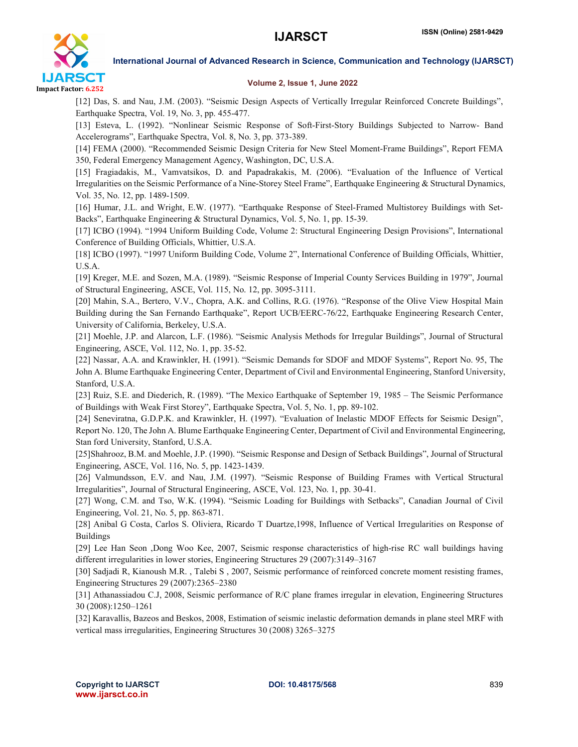[12] Das, S. and Nau, J.M. (2003). "Seismic Design Aspects of Vertically Irregular Reinforced Concrete Buildings", Earthquake Spectra, Vol. 19, No. 3, pp. 455-477.

[13] Esteva, L. (1992). "Nonlinear Seismic Response of Soft-First-Story Buildings Subjected to Narrow- Band Accelerograms", Earthquake Spectra, Vol. 8, No. 3, pp. 373-389.

[14] FEMA (2000). "Recommended Seismic Design Criteria for New Steel Moment-Frame Buildings", Report FEMA 350, Federal Emergency Management Agency, Washington, DC, U.S.A.

[15] Fragiadakis, M., Vamvatsikos, D. and Papadrakakis, M. (2006). "Evaluation of the Influence of Vertical Irregularities on the Seismic Performance of a Nine-Storey Steel Frame", Earthquake Engineering & Structural Dynamics, Vol. 35, No. 12, pp. 1489-1509.

[16] Humar, J.L. and Wright, E.W. (1977). "Earthquake Response of Steel-Framed Multistorey Buildings with Set-Backs", Earthquake Engineering & Structural Dynamics, Vol. 5, No. 1, pp. 15-39.

[17] ICBO (1994). "1994 Uniform Building Code, Volume 2: Structural Engineering Design Provisions", International Conference of Building Officials, Whittier, U.S.A.

[18] ICBO (1997). "1997 Uniform Building Code, Volume 2", International Conference of Building Officials, Whittier, U.S.A.

[19] Kreger, M.E. and Sozen, M.A. (1989). "Seismic Response of Imperial County Services Building in 1979", Journal of Structural Engineering, ASCE, Vol. 115, No. 12, pp. 3095-3111.

[20] Mahin, S.A., Bertero, V.V., Chopra, A.K. and Collins, R.G. (1976). "Response of the Olive View Hospital Main Building during the San Fernando Earthquake", Report UCB/EERC-76/22, Earthquake Engineering Research Center, University of California, Berkeley, U.S.A.

[21] Moehle, J.P. and Alarcon, L.F. (1986). "Seismic Analysis Methods for Irregular Buildings", Journal of Structural Engineering, ASCE, Vol. 112, No. 1, pp. 35-52.

[22] Nassar, A.A. and Krawinkler, H. (1991). "Seismic Demands for SDOF and MDOF Systems", Report No. 95, The John A. Blume Earthquake Engineering Center, Department of Civil and Environmental Engineering, Stanford University, Stanford, U.S.A.

[23] Ruiz, S.E. and Diederich, R. (1989). "The Mexico Earthquake of September 19, 1985 – The Seismic Performance of Buildings with Weak First Storey", Earthquake Spectra, Vol. 5, No. 1, pp. 89-102.

[24] Seneviratna, G.D.P.K. and Krawinkler, H. (1997). "Evaluation of Inelastic MDOF Effects for Seismic Design", Report No. 120, The John A. Blume Earthquake Engineering Center, Department of Civil and Environmental Engineering, Stan ford University, Stanford, U.S.A.

[25]Shahrooz, B.M. and Moehle, J.P. (1990). "Seismic Response and Design of Setback Buildings", Journal of Structural Engineering, ASCE, Vol. 116, No. 5, pp. 1423-1439.

[26] Valmundsson, E.V. and Nau, J.M. (1997). "Seismic Response of Building Frames with Vertical Structural Irregularities", Journal of Structural Engineering, ASCE, Vol. 123, No. 1, pp. 30-41.

[27] Wong, C.M. and Tso, W.K. (1994). "Seismic Loading for Buildings with Setbacks", Canadian Journal of Civil Engineering, Vol. 21, No. 5, pp. 863-871.

[28] Anibal G Costa, Carlos S. Oliviera, Ricardo T Duartze,1998, Influence of Vertical Irregularities on Response of Buildings

[29] Lee Han Seon ,Dong Woo Kee, 2007, Seismic response characteristics of high-rise RC wall buildings having different irregularities in lower stories, Engineering Structures 29 (2007):3149–3167

[30] Sadjadi R, Kianoush M.R. , Talebi S , 2007, Seismic performance of reinforced concrete moment resisting frames, Engineering Structures 29 (2007):2365–2380

[31] Athanassiadou C.J, 2008, Seismic performance of R/C plane frames irregular in elevation, Engineering Structures 30 (2008):1250–1261

[32] Karavallis, Bazeos and Beskos, 2008, Estimation of seismic inelastic deformation demands in plane steel MRF with vertical mass irregularities, Engineering Structures 30 (2008) 3265–3275